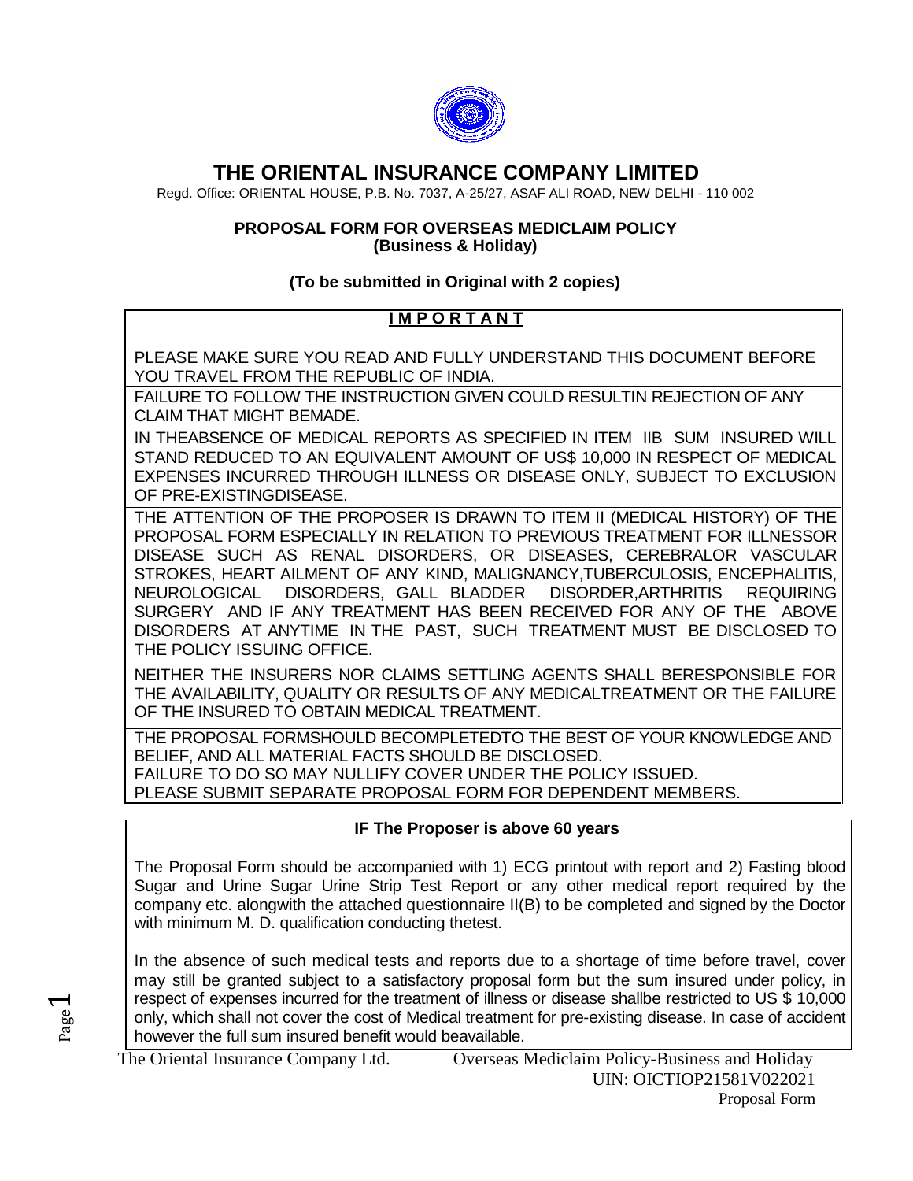# THE ORIENTAL INSURANCE COMPANY LIMITED

Regd. Office: ORIENTAL HOUSE, P.B. No. 7037, A-25/27, ASAF ALI ROAD, NEW DELHI - 110 002

## PROPOSAL FORM FOR OVERSEAS MEDICLAIM POLICY
## (Business & Holiday)

**(To be submitted in Original with 2 copies)**

### **I M P O R T A N T**

PLEASE MAKE SURE YOU READ AND FULLY UNDERSTAND THIS DOCUMENT BEFORE YOU TRAVEL FROM THE REPUBLIC OF INDIA.

FAILURE TO FOLLOW THE INSTRUCTION GIVEN COULD RESULTIN REJECTION OF ANY CLAIM THAT MIGHT BEMADE.

IN THEABSENCE OF MEDICAL REPORTS AS SPECIFIED IN ITEM IIB SUM INSURED WILL STAND REDUCED TO AN EQUIVALENT AMOUNT OF US$ 10,000 IN RESPECT OF MEDICAL EXPENSES INCURRED THROUGH ILLNESS OR DISEASE ONLY, SUBJECT TO EXCLUSION OF PRE-EXISTINGDISEASE.

THE ATTENTION OF THE PROPOSER IS DRAWN TO ITEM II (MEDICAL HISTORY) OF THE PROPOSAL FORM ESPECIALLY IN RELATION TO PREVIOUS TREATMENT FOR ILLNESSOR DISEASE SUCH AS RENAL DISORDERS, OR DISEASES, CEREBRALOR VASCULAR STROKES, HEART AILMENT OF ANY KIND, MALIGNANCY,TUBERCULOSIS, ENCEPHALITIS, NEUROLOGICAL DISORDERS, GALL BLADDER DISORDER,ARTHRITIS REQUIRING SURGERY AND IF ANY TREATMENT HAS BEEN RECEIVED FOR ANY OF THE ABOVE DISORDERS AT ANYTIME IN THE PAST, SUCH TREATMENT MUST BE DISCLOSED TO THE POLICY ISSUING OFFICE.

NEITHER THE INSURERS NOR CLAIMS SETTLING AGENTS SHALL BERESPONSIBLE FOR THE AVAILABILITY, QUALITY OR RESULTS OF ANY MEDICALTREATMENT OR THE FAILURE OF THE INSURED TO OBTAIN MEDICAL TREATMENT.

THE PROPOSAL FORMSHOULD BECOMPLETEDTO THE BEST OF YOUR KNOWLEDGE AND BELIEF, AND ALL MATERIAL FACTS SHOULD BE DISCLOSED.
FAILURE TO DO SO MAY NULLIFY COVER UNDER THE POLICY ISSUED.
PLEASE SUBMIT SEPARATE PROPOSAL FORM FOR DEPENDENT MEMBERS.

**IF The Proposer is above 60 years**

The Proposal Form should be accompanied with 1) ECG printout with report and 2) Fasting blood Sugar and Urine Sugar Urine Strip Test Report or any other medical report required by the company etc. alongwith the attached questionnaire II(B) to be completed and signed by the Doctor with minimum M. D. qualification conducting thetest.

In the absence of such medical tests and reports due to a shortage of time before travel, cover may still be granted subject to a satisfactory proposal form but the sum insured under policy, in respect of expenses incurred for the treatment of illness or disease shallbe restricted to US $ 10,000 only, which shall not cover the cost of Medical treatment for pre-existing disease. In case of accident however the full sum insured benefit would beavailable.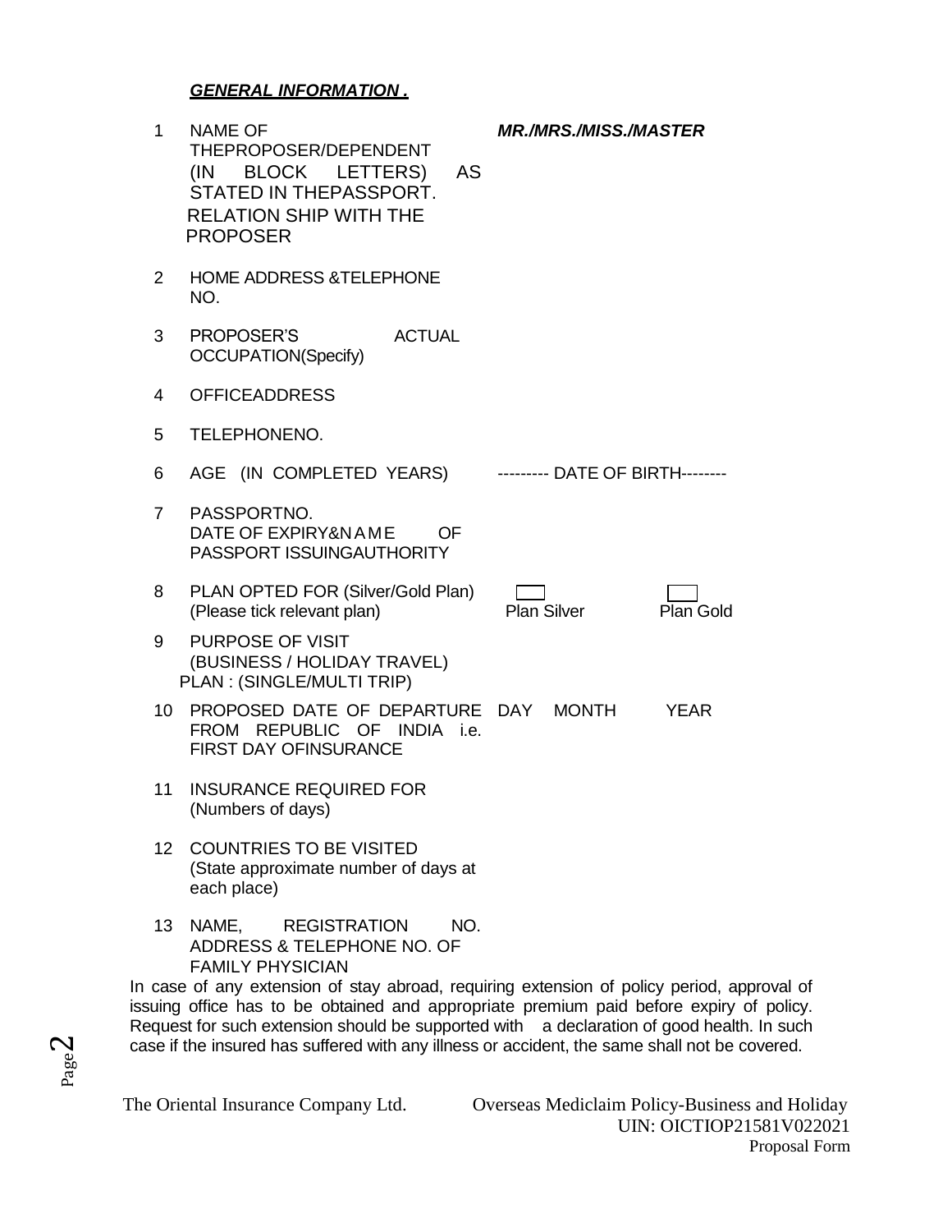***GENERAL INFORMATION .***

| No. | Particulars | |
|---|---|---|
| 1 | NAME OF THEPROPOSER/DEPENDENT (IN BLOCK LETTERS) AS STATED IN THEPASSPORT. RELATION SHIP WITH THE PROPOSER | ***MR./MRS./MISS./MASTER*** |
| 2 | HOME ADDRESS &TELEPHONE NO. | |
| 3 | PROPOSER'S ACTUAL OCCUPATION(Specify) | |
| 4 | OFFICEADDRESS | |
| 5 | TELEPHONENO. | |
| 6 | AGE (IN COMPLETED YEARS) | --------- DATE OF BIRTH-------- |
| 7 | PASSPORTNO. DATE OF EXPIRY&NAME OF PASSPORT ISSUINGAUTHORITY | |
| 8 | PLAN OPTED FOR (Silver/Gold Plan) (Please tick relevant plan) | ☐ Plan Silver ☐ Plan Gold |
| 9 | PURPOSE OF VISIT (BUSINESS / HOLIDAY TRAVEL) PLAN : (SINGLE/MULTI TRIP) | |
| 10 | PROPOSED DATE OF DEPARTURE FROM REPUBLIC OF INDIA i.e. FIRST DAY OFINSURANCE | DAY MONTH YEAR |
| 11 | INSURANCE REQUIRED FOR (Numbers of days) | |
| 12 | COUNTRIES TO BE VISITED (State approximate number of days at each place) | |
| 13 | NAME, REGISTRATION NO. ADDRESS & TELEPHONE NO. OF FAMILY PHYSICIAN | |

In case of any extension of stay abroad, requiring extension of policy period, approval of issuing office has to be obtained and appropriate premium paid before expiry of policy. Request for such extension should be supported with a declaration of good health. In such case if the insured has suffered with any illness or accident, the same shall not be covered.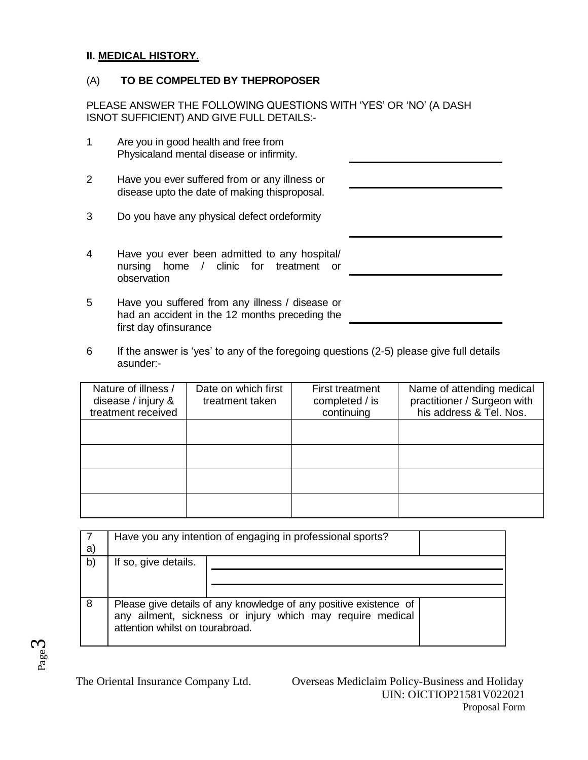## II. MEDICAL HISTORY.

(A) **TO BE COMPELTED BY THEPROPOSER**

PLEASE ANSWER THE FOLLOWING QUESTIONS WITH 'YES' OR 'NO' (A DASH ISNOT SUFFICIENT) AND GIVE FULL DETAILS:-

1. Are you in good health and free from Physicaland mental disease or infirmity. \_\_\_\_\_\_\_\_\_\_\_\_\_\_\_\_
2. Have you ever suffered from or any illness or disease upto the date of making thisproposal. \_\_\_\_\_\_\_\_\_\_\_\_\_\_\_\_
3. Do you have any physical defect ordeformity \_\_\_\_\_\_\_\_\_\_\_\_\_\_\_\_
4. Have you ever been admitted to any hospital/ nursing home / clinic for treatment or observation \_\_\_\_\_\_\_\_\_\_\_\_\_\_\_\_
5. Have you suffered from any illness / disease or had an accident in the 12 months preceding the first day ofinsurance \_\_\_\_\_\_\_\_\_\_\_\_\_\_\_\_
6. If the answer is 'yes' to any of the foregoing questions (2-5) please give full details asunder:-

| Nature of illness / disease / injury & treatment received | Date on which first treatment taken | First treatment completed / is continuing | Name of attending medical practitioner / Surgeon with his address & Tel. Nos. |
|---|---|---|---|
| | | | |
| | | | |
| | | | |
| | | | |

| | | | |
|---|---|---|---|
| 7 a) | Have you any intention of engaging in professional sports? | | |
| b) | If so, give details. | \_\_\_\_\_\_\_\_\_\_\_\_\_\_\_\_ | |
| 8 | Please give details of any knowledge of any positive existence of any ailment, sickness or injury which may require medical attention whilst on tourabroad. | | |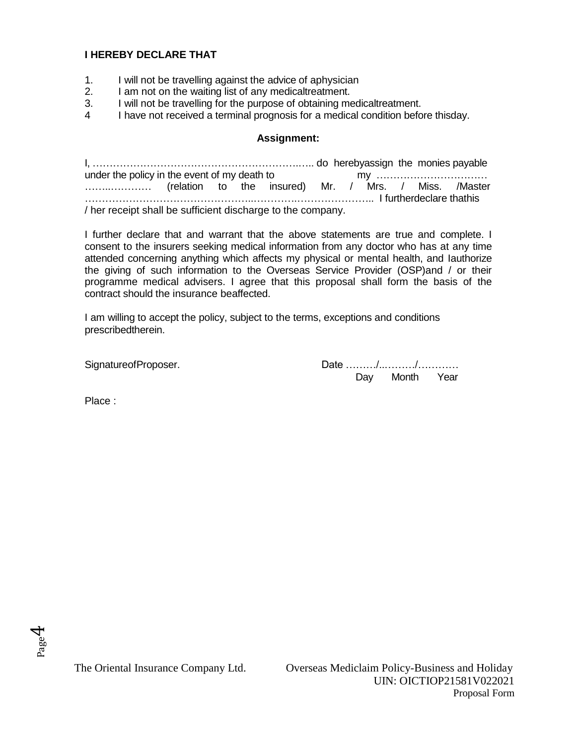**I HEREBY DECLARE THAT**

1. I will not be travelling against the advice of aphysician
2. I am not on the waiting list of any medicaltreatment.
3. I will not be travelling for the purpose of obtaining medicaltreatment.
4 I have not received a terminal prognosis for a medical condition before thisday.

**Assignment:**

I, ………………………………………………………..….. do herebyassign the monies payable under the policy in the event of my death to my …………………………… ……..………… (relation to the insured) Mr. / Mrs. / Miss. /Master ………………………………………...……….…………………….. I furtherdeclare thathis / her receipt shall be sufficient discharge to the company.

I further declare that and warrant that the above statements are true and complete. I consent to the insurers seeking medical information from any doctor who has at any time attended concerning anything which affects my physical or mental health, and Iauthorize the giving of such information to the Overseas Service Provider (OSP)and / or their programme medical advisers. I agree that this proposal shall form the basis of the contract should the insurance beaffected.

I am willing to accept the policy, subject to the terms, exceptions and conditions prescribedtherein.

SignatureofProposer.

Date ………/..………/…………
Day Month Year

Place :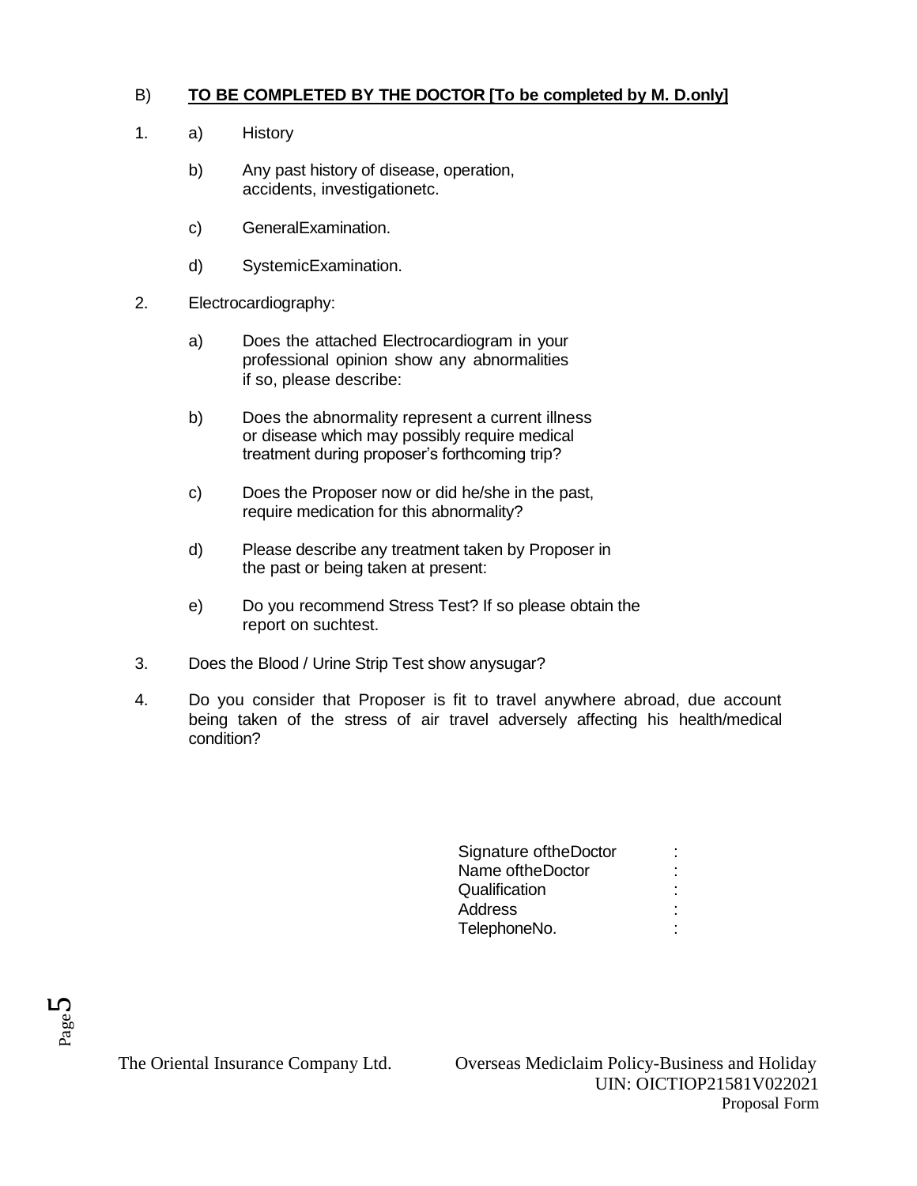B) **TO BE COMPLETED BY THE DOCTOR [To be completed by M. D.only]**

1. a) History

   b) Any past history of disease, operation, accidents, investigationetc.

   c) GeneralExamination.

   d) SystemicExamination.

2. Electrocardiography:

   a) Does the attached Electrocardiogram in your professional opinion show any abnormalities if so, please describe:

   b) Does the abnormality represent a current illness or disease which may possibly require medical treatment during proposer's forthcoming trip?

   c) Does the Proposer now or did he/she in the past, require medication for this abnormality?

   d) Please describe any treatment taken by Proposer in the past or being taken at present:

   e) Do you recommend Stress Test? If so please obtain the report on suchtest.

3. Does the Blood / Urine Strip Test show anysugar?

4. Do you consider that Proposer is fit to travel anywhere abroad, due account being taken of the stress of air travel adversely affecting his health/medical condition?

Signature oftheDoctor :
Name oftheDoctor :
Qualification :
Address :
TelephoneNo. :

The Oriental Insurance Company Ltd. Overseas Mediclaim Policy-Business and Holiday
UIN: OICTIOP21581V022021
Proposal Form